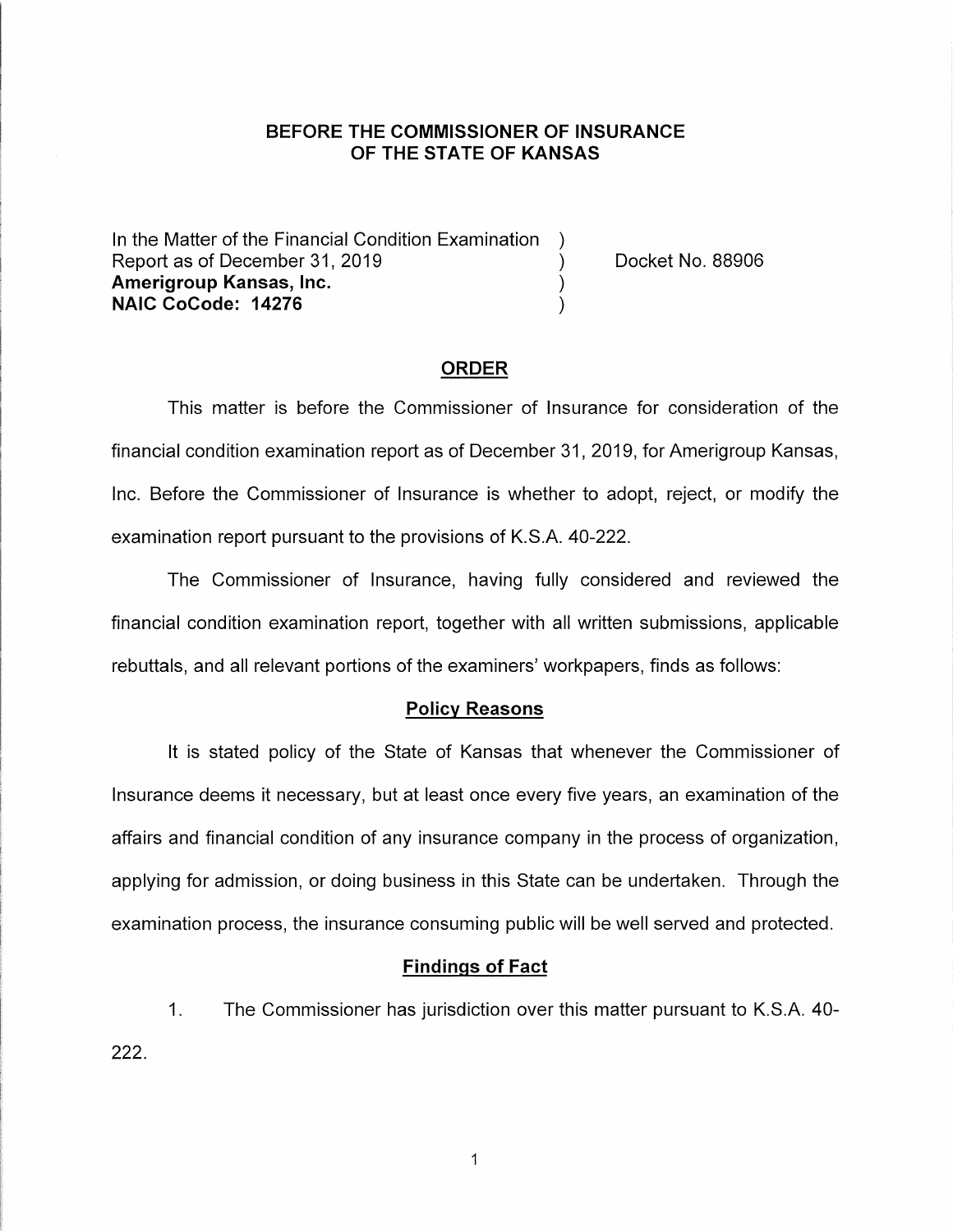**BEFORE THE COMMISSIONER OF INSURANCE**
**OF THE STATE OF KANSAS**

In the Matter of the Financial Condition Examination )
Report as of December 31, 2019 ) Docket No. 88906
**Amerigroup Kansas, Inc.** )
**NAIC CoCode: 14276** )

## ORDER

This matter is before the Commissioner of Insurance for consideration of the financial condition examination report as of December 31, 2019, for Amerigroup Kansas, Inc. Before the Commissioner of Insurance is whether to adopt, reject, or modify the examination report pursuant to the provisions of K.S.A. 40-222.

The Commissioner of Insurance, having fully considered and reviewed the financial condition examination report, together with all written submissions, applicable rebuttals, and all relevant portions of the examiners' workpapers, finds as follows:

### Policy Reasons

It is stated policy of the State of Kansas that whenever the Commissioner of Insurance deems it necessary, but at least once every five years, an examination of the affairs and financial condition of any insurance company in the process of organization, applying for admission, or doing business in this State can be undertaken. Through the examination process, the insurance consuming public will be well served and protected.

### Findings of Fact

1. The Commissioner has jurisdiction over this matter pursuant to K.S.A. 40-222.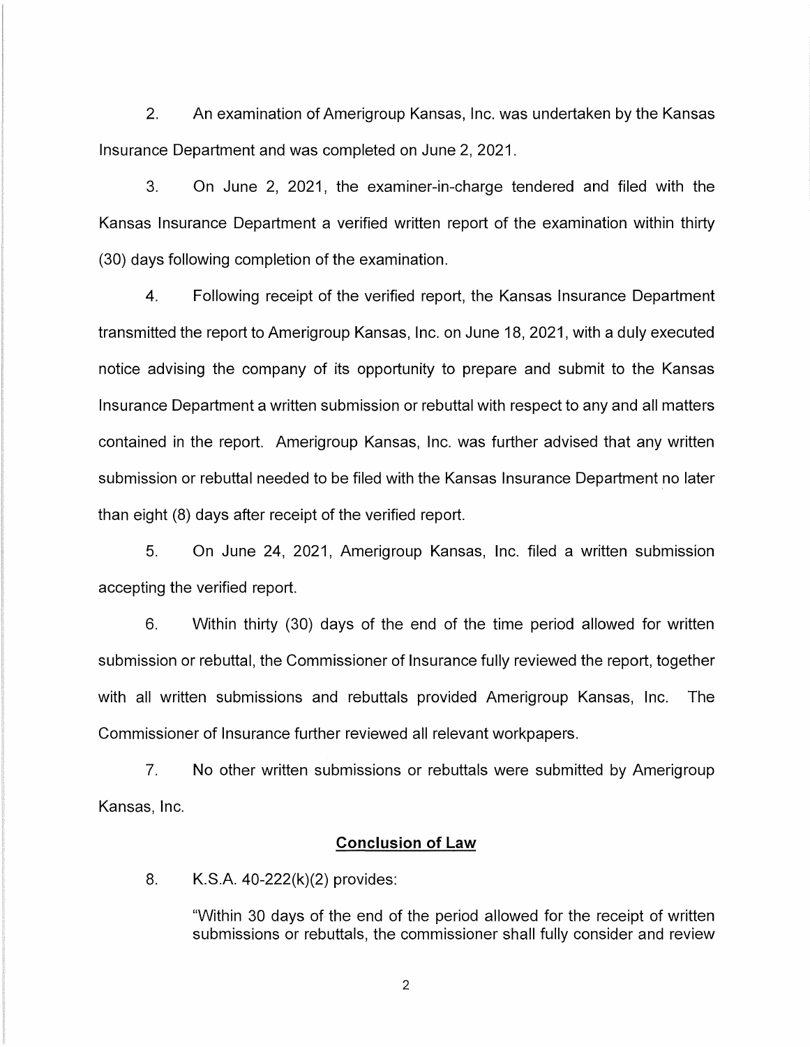2. An examination of Amerigroup Kansas, Inc. was undertaken by the Kansas Insurance Department and was completed on June 2, 2021.

3. On June 2, 2021, the examiner-in-charge tendered and filed with the Kansas Insurance Department a verified written report of the examination within thirty (30) days following completion of the examination.

4. Following receipt of the verified report, the Kansas Insurance Department transmitted the report to Amerigroup Kansas, Inc. on June 18, 2021, with a duly executed notice advising the company of its opportunity to prepare and submit to the Kansas Insurance Department a written submission or rebuttal with respect to any and all matters contained in the report. Amerigroup Kansas, Inc. was further advised that any written submission or rebuttal needed to be filed with the Kansas Insurance Department no later than eight (8) days after receipt of the verified report.

5. On June 24, 2021, Amerigroup Kansas, Inc. filed a written submission accepting the verified report.

6. Within thirty (30) days of the end of the time period allowed for written submission or rebuttal, the Commissioner of Insurance fully reviewed the report, together with all written submissions and rebuttals provided Amerigroup Kansas, Inc. The Commissioner of Insurance further reviewed all relevant workpapers.

7. No other written submissions or rebuttals were submitted by Amerigroup Kansas, Inc.

## Conclusion of Law

8. K.S.A. 40-222(k)(2) provides:

> "Within 30 days of the end of the period allowed for the receipt of written submissions or rebuttals, the commissioner shall fully consider and review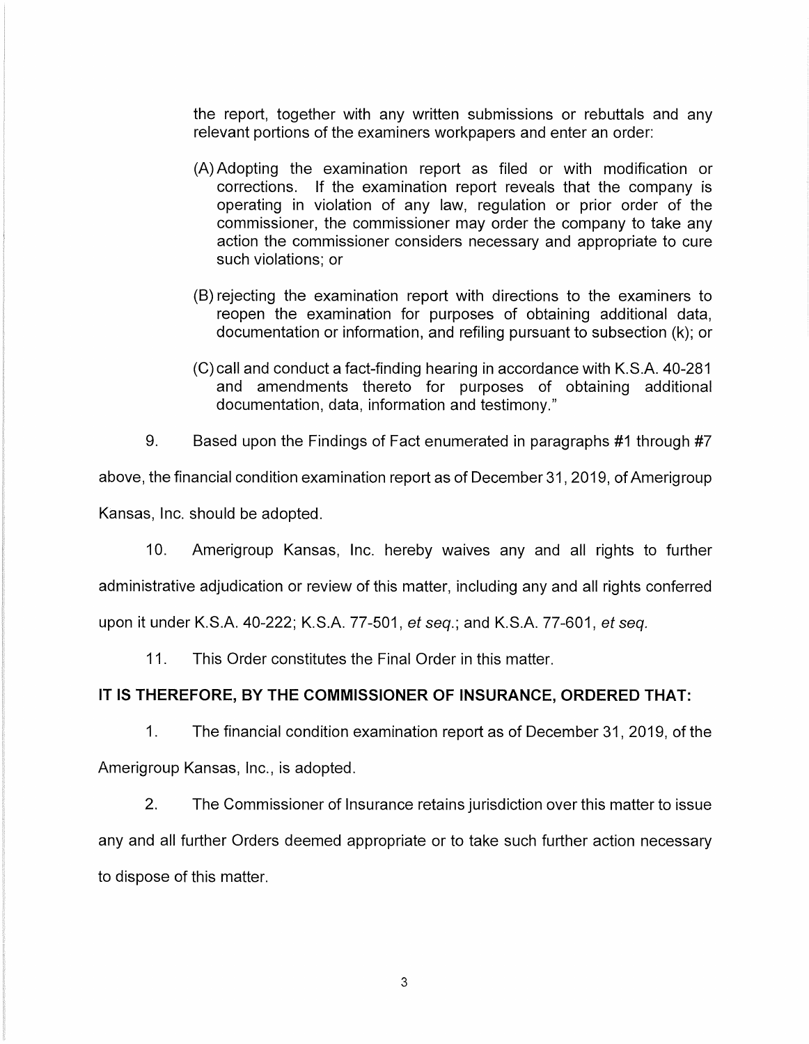the report, together with any written submissions or rebuttals and any relevant portions of the examiners workpapers and enter an order:

(A) Adopting the examination report as filed or with modification or corrections. If the examination report reveals that the company is operating in violation of any law, regulation or prior order of the commissioner, the commissioner may order the company to take any action the commissioner considers necessary and appropriate to cure such violations; or

(B) rejecting the examination report with directions to the examiners to reopen the examination for purposes of obtaining additional data, documentation or information, and refiling pursuant to subsection (k); or

(C) call and conduct a fact-finding hearing in accordance with K.S.A. 40-281 and amendments thereto for purposes of obtaining additional documentation, data, information and testimony."

9. Based upon the Findings of Fact enumerated in paragraphs #1 through #7 above, the financial condition examination report as of December 31, 2019, of Amerigroup Kansas, Inc. should be adopted.

10. Amerigroup Kansas, Inc. hereby waives any and all rights to further administrative adjudication or review of this matter, including any and all rights conferred upon it under K.S.A. 40-222; K.S.A. 77-501, *et seq.*; and K.S.A. 77-601, *et seq.*

11. This Order constitutes the Final Order in this matter.

**IT IS THEREFORE, BY THE COMMISSIONER OF INSURANCE, ORDERED THAT:**

1. The financial condition examination report as of December 31, 2019, of the Amerigroup Kansas, Inc., is adopted.

2. The Commissioner of Insurance retains jurisdiction over this matter to issue any and all further Orders deemed appropriate or to take such further action necessary to dispose of this matter.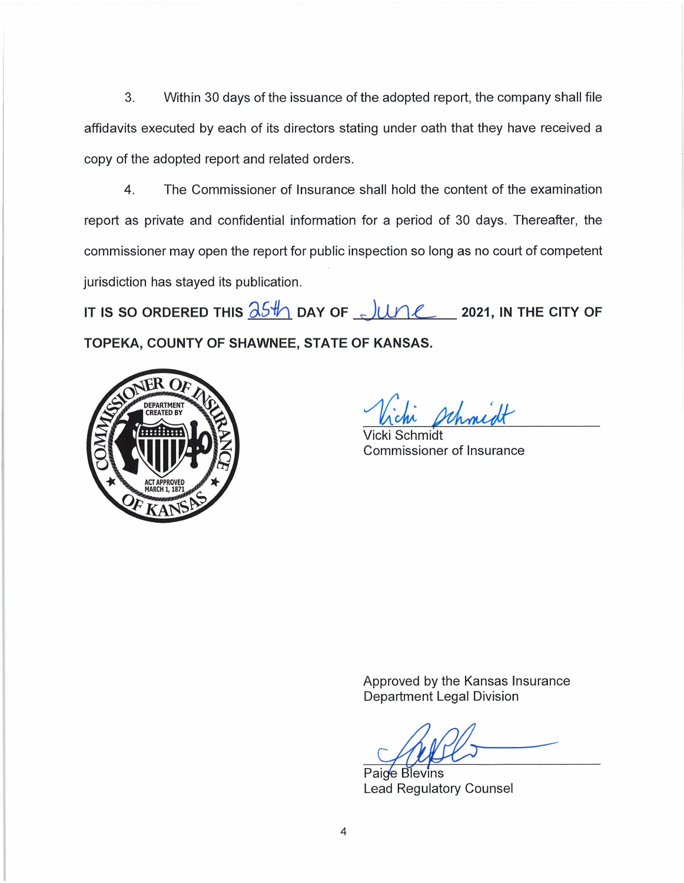3. Within 30 days of the issuance of the adopted report, the company shall file affidavits executed by each of its directors stating under oath that they have received a copy of the adopted report and related orders.

4. The Commissioner of Insurance shall hold the content of the examination report as private and confidential information for a period of 30 days. Thereafter, the commissioner may open the report for public inspection so long as no court of competent jurisdiction has stayed its publication.

**IT IS SO ORDERED THIS 25th DAY OF June 2021, IN THE CITY OF TOPEKA, COUNTY OF SHAWNEE, STATE OF KANSAS.**

Vicki Schmidt
Commissioner of Insurance

Approved by the Kansas Insurance Department Legal Division

Paige Blevins
Lead Regulatory Counsel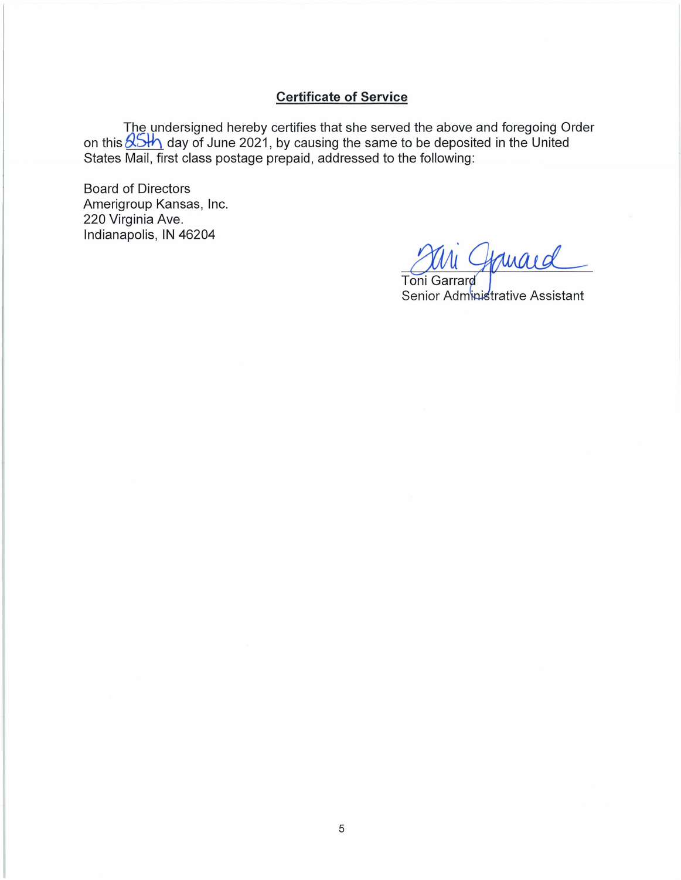## **Certificate of Service**

The undersigned hereby certifies that she served the above and foregoing Order on this 25th day of June 2021, by causing the same to be deposited in the United States Mail, first class postage prepaid, addressed to the following:

Board of Directors
Amerigroup Kansas, Inc.
220 Virginia Ave.
Indianapolis, IN 46204

Toni Garrard
Senior Administrative Assistant